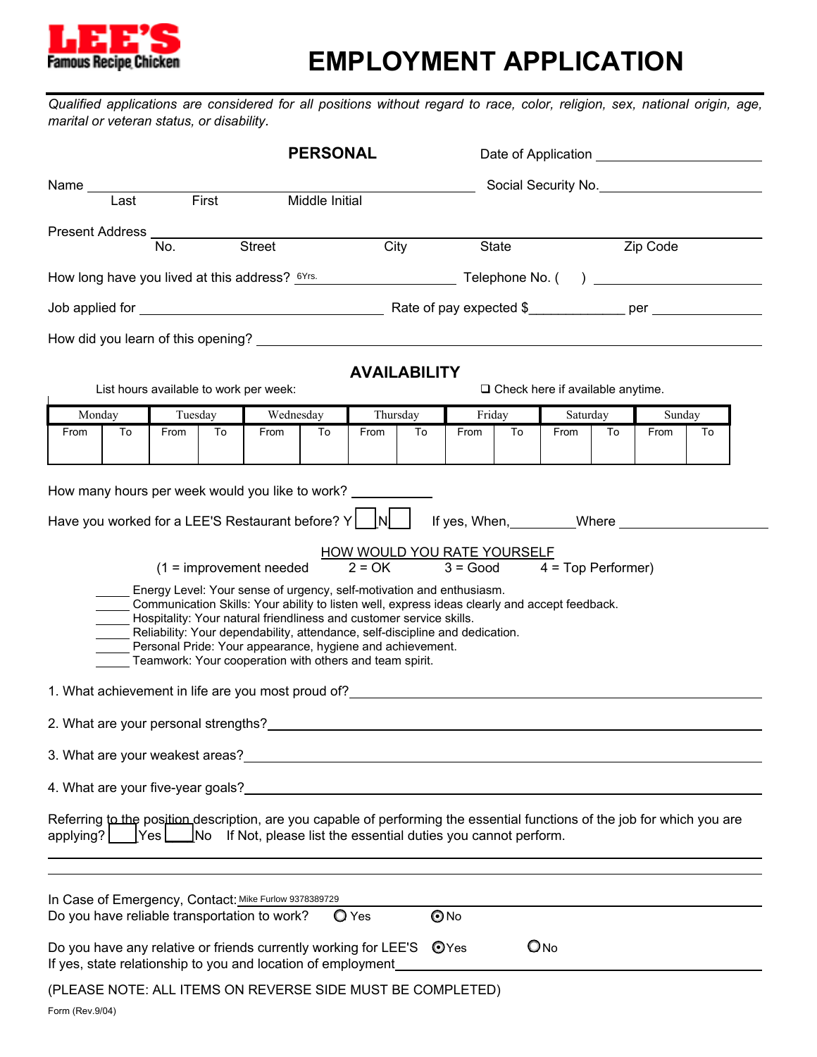**LEE'S**
**Famous Recipe Chicken**

# EMPLOYMENT APPLICATION

*Qualified applications are considered for all positions without regard to race, color, religion, sex, national origin, age, marital or veteran status, or disability.*

## PERSONAL

Date of Application ____________________

Name ________________________________________ Social Security No. ____________________
Last First Middle Initial

Present Address ________________________________________
No. Street City State Zip Code

How long have you lived at this address? 6Yrs. Telephone No. (   ) ____________________

Job applied for ____________________ Rate of pay expected $____________ per ____________

How did you learn of this opening? ________________________________________

## AVAILABILITY

List hours available to work per week:

❑ Check here if available anytime.

| Monday | | Tuesday | | Wednesday | | Thursday | | Friday | | Saturday | | Sunday | |
|---|---|---|---|---|---|---|---|---|---|---|---|---|---|
| From | To | From | To | From | To | From | To | From | To | From | To | From | To |
| | | | | | | | | | | | | | |

How many hours per week would you like to work? ____________

Have you worked for a LEE'S Restaurant before? Y ☐ N ☐ If yes, When, ________ Where ____________________

HOW WOULD YOU RATE YOURSELF
(1 = improvement needed 2 = OK 3 = Good 4 = Top Performer)

_____ Energy Level: Your sense of urgency, self-motivation and enthusiasm.
_____ Communication Skills: Your ability to listen well, express ideas clearly and accept feedback.
_____ Hospitality: Your natural friendliness and customer service skills.
_____ Reliability: Your dependability, attendance, self-discipline and dedication.
_____ Personal Pride: Your appearance, hygiene and achievement.
_____ Teamwork: Your cooperation with others and team spirit.

1. What achievement in life are you most proud of? ________________________________________

2. What are your personal strengths? ________________________________________

3. What are your weakest areas? ________________________________________

4. What are your five-year goals? ________________________________________

Referring to the position description, are you capable of performing the essential functions of the job for which you are applying? ☐ Yes ☐ No If Not, please list the essential duties you cannot perform.

________________________________________

________________________________________

In Case of Emergency, Contact: Mike Furlow 9378389729

Do you have reliable transportation to work? ○ Yes ⦿ No

Do you have any relative or friends currently working for LEE'S ⦿ Yes ○ No
If yes, state relationship to you and location of employment ________________________________________

(PLEASE NOTE: ALL ITEMS ON REVERSE SIDE MUST BE COMPLETED)

Form (Rev.9/04)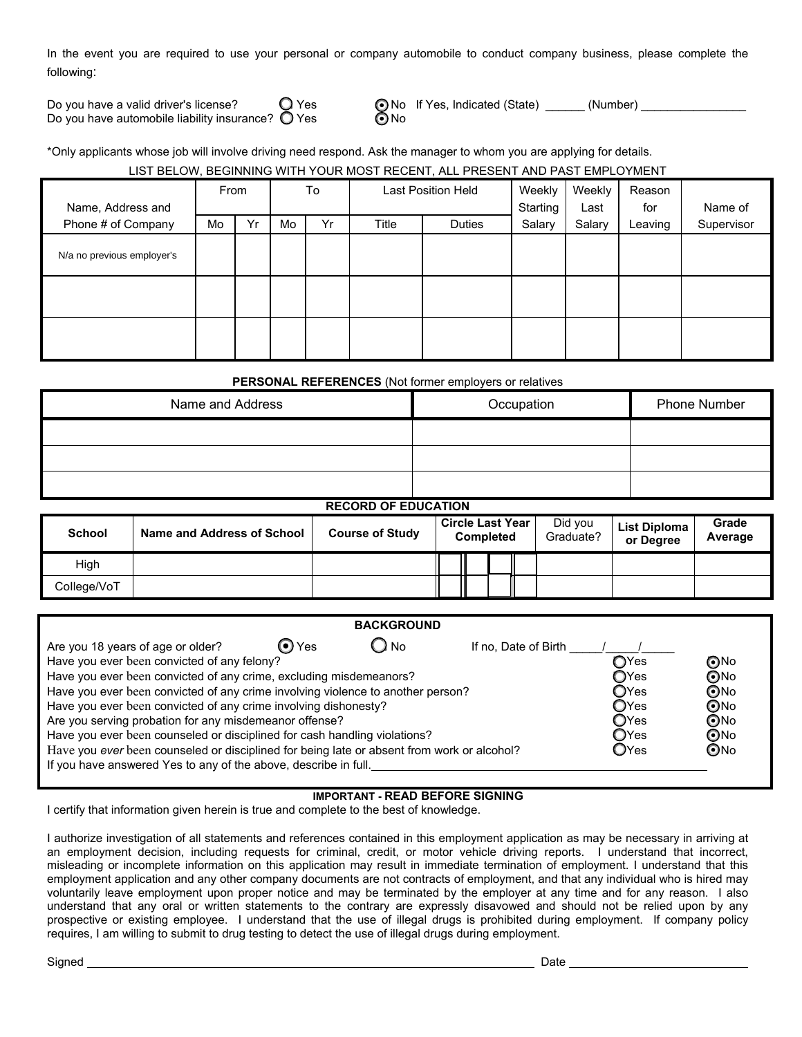In the event you are required to use your personal or company automobile to conduct company business, please complete the following:

Do you have a valid driver's license? ○ Yes ⦿ No If Yes, Indicated (State) ______ (Number) ________________
Do you have automobile liability insurance? ○ Yes ⦿ No

*Only applicants whose job will involve driving need respond. Ask the manager to whom you are applying for details.

LIST BELOW, BEGINNING WITH YOUR MOST RECENT, ALL PRESENT AND PAST EMPLOYMENT

| Name, Address and Phone # of Company | From | | To | | Last Position Held | | Weekly Starting Salary | Weekly Last Salary | Reason for Leaving | Name of Supervisor |
|---|---|---|---|---|---|---|---|---|---|---|
| | Mo | Yr | Mo | Yr | Title | Duties | | | | |
| N/a no previous employer's | | | | | | | | | | |
| | | | | | | | | | | |
| | | | | | | | | | | |

**PERSONAL REFERENCES** (Not former employers or relatives)

| Name and Address | Occupation | Phone Number |
|---|---|---|
| | | |
| | | |
| | | |

**RECORD OF EDUCATION**

| School | Name and Address of School | Course of Study | Circle Last Year Completed | Did you Graduate? | List Diploma or Degree | Grade Average |
|---|---|---|---|---|---|---|
| High | | | | | | |
| College/VoT | | | | | | |

**BACKGROUND**

Are you 18 years of age or older? ⦿ Yes ○ No If no, Date of Birth _____/_____/_____

| | | |
|---|---|---|
| Have you ever been convicted of any felony? | ○Yes | ⦿No |
| Have you ever been convicted of any crime, excluding misdemeanors? | ○Yes | ⦿No |
| Have you ever been convicted of any crime involving violence to another person? | ○Yes | ⦿No |
| Have you ever been convicted of any crime involving dishonesty? | ○Yes | ⦿No |
| Are you serving probation for any misdemeanor offense? | ○Yes | ⦿No |
| Have you ever been counseled or disciplined for cash handling violations? | ○Yes | ⦿No |
| Have you *ever* been counseled or disciplined for being late or absent from work or alcohol? | ○Yes | ⦿No |

If you have answered Yes to any of the above, describe in full. ________________________________________________

**IMPORTANT - READ BEFORE SIGNING**

I certify that information given herein is true and complete to the best of knowledge.

I authorize investigation of all statements and references contained in this employment application as may be necessary in arriving at an employment decision, including requests for criminal, credit, or motor vehicle driving reports. I understand that incorrect, misleading or incomplete information on this application may result in immediate termination of employment. I understand that this employment application and any other company documents are not contracts of employment, and that any individual who is hired may voluntarily leave employment upon proper notice and may be terminated by the employer at any time and for any reason. I also understand that any oral or written statements to the contrary are expressly disavowed and should not be relied upon by any prospective or existing employee. I understand that the use of illegal drugs is prohibited during employment. If company policy requires, I am willing to submit to drug testing to detect the use of illegal drugs during employment.

Signed ____________________________________________ Date ____________________